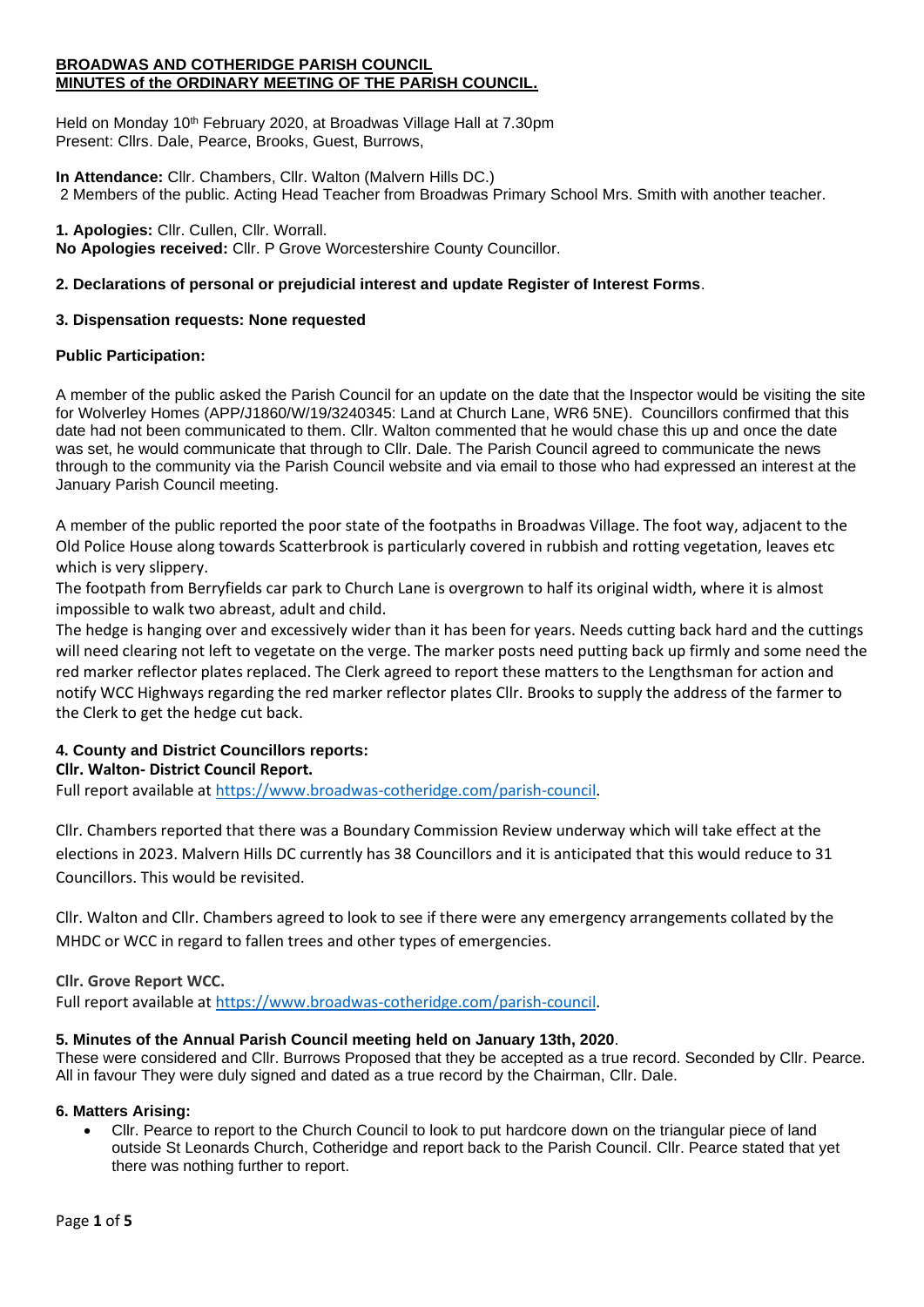**BROADWAS AND COTHERIDGE PARISH COUNCIL**
**MINUTES of the ORDINARY MEETING OF THE PARISH COUNCIL.**

Held on Monday 10th February 2020, at Broadwas Village Hall at 7.30pm
Present: Cllrs. Dale, Pearce, Brooks, Guest, Burrows,

**In Attendance:** Cllr. Chambers, Cllr. Walton (Malvern Hills DC.)
2 Members of the public. Acting Head Teacher from Broadwas Primary School Mrs. Smith with another teacher.

**1. Apologies:** Cllr. Cullen, Cllr. Worrall.
**No Apologies received:** Cllr. P Grove Worcestershire County Councillor.

**2. Declarations of personal or prejudicial interest and update Register of Interest Forms**.

**3. Dispensation requests: None requested**

**Public Participation:**

A member of the public asked the Parish Council for an update on the date that the Inspector would be visiting the site for Wolverley Homes (APP/J1860/W/19/3240345: Land at Church Lane, WR6 5NE). Councillors confirmed that this date had not been communicated to them. Cllr. Walton commented that he would chase this up and once the date was set, he would communicate that through to Cllr. Dale. The Parish Council agreed to communicate the news through to the community via the Parish Council website and via email to those who had expressed an interest at the January Parish Council meeting.

A member of the public reported the poor state of the footpaths in Broadwas Village. The foot way, adjacent to the Old Police House along towards Scatterbrook is particularly covered in rubbish and rotting vegetation, leaves etc which is very slippery.
The footpath from Berryfields car park to Church Lane is overgrown to half its original width, where it is almost impossible to walk two abreast, adult and child.
The hedge is hanging over and excessively wider than it has been for years. Needs cutting back hard and the cuttings will need clearing not left to vegetate on the verge. The marker posts need putting back up firmly and some need the red marker reflector plates replaced. The Clerk agreed to report these matters to the Lengthsman for action and notify WCC Highways regarding the red marker reflector plates Cllr. Brooks to supply the address of the farmer to the Clerk to get the hedge cut back.

**4. County and District Councillors reports:**
**Cllr. Walton- District Council Report.**
Full report available at https://www.broadwas-cotheridge.com/parish-council.

Cllr. Chambers reported that there was a Boundary Commission Review underway which will take effect at the elections in 2023. Malvern Hills DC currently has 38 Councillors and it is anticipated that this would reduce to 31 Councillors. This would be revisited.

Cllr. Walton and Cllr. Chambers agreed to look to see if there were any emergency arrangements collated by the MHDC or WCC in regard to fallen trees and other types of emergencies.

**Cllr. Grove Report WCC.**
Full report available at https://www.broadwas-cotheridge.com/parish-council.

**5. Minutes of the Annual Parish Council meeting held on January 13th, 2020**.
These were considered and Cllr. Burrows Proposed that they be accepted as a true record. Seconded by Cllr. Pearce. All in favour They were duly signed and dated as a true record by the Chairman, Cllr. Dale.

**6. Matters Arising:**

- Cllr. Pearce to report to the Church Council to look to put hardcore down on the triangular piece of land outside St Leonards Church, Cotheridge and report back to the Parish Council. Cllr. Pearce stated that yet there was nothing further to report.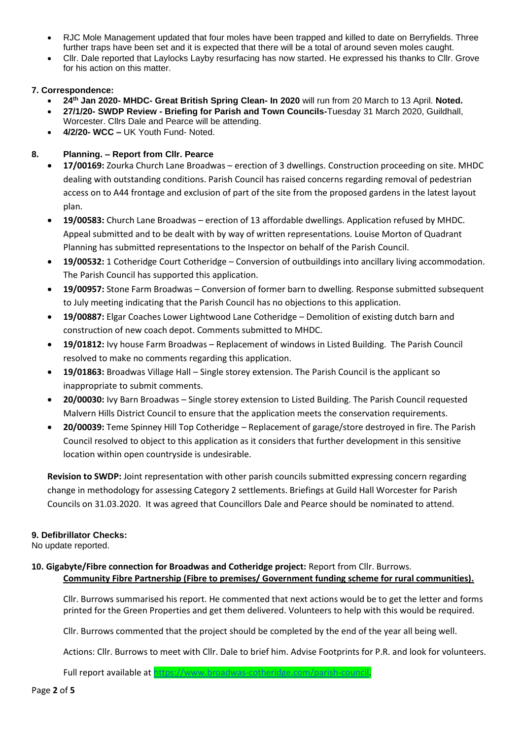- RJC Mole Management updated that four moles have been trapped and killed to date on Berryfields. Three further traps have been set and it is expected that there will be a total of around seven moles caught.
- Cllr. Dale reported that Laylocks Layby resurfacing has now started. He expressed his thanks to Cllr. Grove for his action on this matter.

**7. Correspondence:**

- **24th Jan 2020- MHDC- Great British Spring Clean- In 2020** will run from 20 March to 13 April. **Noted.**
- **27/1/20- SWDP Review - Briefing for Parish and Town Councils-**Tuesday 31 March 2020, Guildhall, Worcester. Cllrs Dale and Pearce will be attending.
- **4/2/20- WCC –** UK Youth Fund- Noted.

**8. Planning. – Report from Cllr. Pearce**

- **17/00169:** Zourka Church Lane Broadwas – erection of 3 dwellings. Construction proceeding on site. MHDC dealing with outstanding conditions. Parish Council has raised concerns regarding removal of pedestrian access on to A44 frontage and exclusion of part of the site from the proposed gardens in the latest layout plan.
- **19/00583:** Church Lane Broadwas – erection of 13 affordable dwellings. Application refused by MHDC. Appeal submitted and to be dealt with by way of written representations. Louise Morton of Quadrant Planning has submitted representations to the Inspector on behalf of the Parish Council.
- **19/00532:** 1 Cotheridge Court Cotheridge – Conversion of outbuildings into ancillary living accommodation. The Parish Council has supported this application.
- **19/00957:** Stone Farm Broadwas – Conversion of former barn to dwelling. Response submitted subsequent to July meeting indicating that the Parish Council has no objections to this application.
- **19/00887:** Elgar Coaches Lower Lightwood Lane Cotheridge – Demolition of existing dutch barn and construction of new coach depot. Comments submitted to MHDC.
- **19/01812:** Ivy house Farm Broadwas – Replacement of windows in Listed Building. The Parish Council resolved to make no comments regarding this application.
- **19/01863:** Broadwas Village Hall – Single storey extension. The Parish Council is the applicant so inappropriate to submit comments.
- **20/00030:** Ivy Barn Broadwas – Single storey extension to Listed Building. The Parish Council requested Malvern Hills District Council to ensure that the application meets the conservation requirements.
- **20/00039:** Teme Spinney Hill Top Cotheridge – Replacement of garage/store destroyed in fire. The Parish Council resolved to object to this application as it considers that further development in this sensitive location within open countryside is undesirable.

**Revision to SWDP:** Joint representation with other parish councils submitted expressing concern regarding change in methodology for assessing Category 2 settlements. Briefings at Guild Hall Worcester for Parish Councils on 31.03.2020. It was agreed that Councillors Dale and Pearce should be nominated to attend.

**9. Defibrillator Checks:**

No update reported.

**10. Gigabyte/Fibre connection for Broadwas and Cotheridge project:** Report from Cllr. Burrows.

**Community Fibre Partnership (Fibre to premises/ Government funding scheme for rural communities).**

Cllr. Burrows summarised his report. He commented that next actions would be to get the letter and forms printed for the Green Properties and get them delivered. Volunteers to help with this would be required.

Cllr. Burrows commented that the project should be completed by the end of the year all being well.

Actions: Cllr. Burrows to meet with Cllr. Dale to brief him. Advise Footprints for P.R. and look for volunteers.

Full report available at https://www.broadwas-cotheridge.com/parish-council.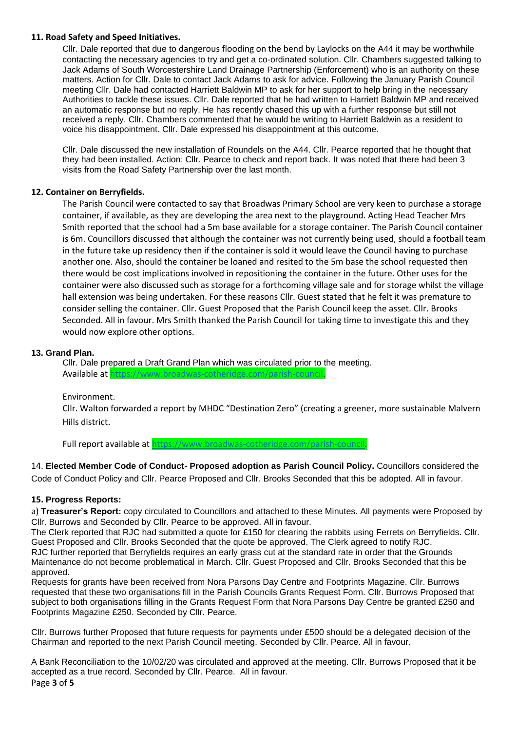**11. Road Safety and Speed Initiatives.**

Cllr. Dale reported that due to dangerous flooding on the bend by Laylocks on the A44 it may be worthwhile contacting the necessary agencies to try and get a co-ordinated solution. Cllr. Chambers suggested talking to Jack Adams of South Worcestershire Land Drainage Partnership (Enforcement) who is an authority on these matters. Action for Cllr. Dale to contact Jack Adams to ask for advice. Following the January Parish Council meeting Cllr. Dale had contacted Harriett Baldwin MP to ask for her support to help bring in the necessary Authorities to tackle these issues. Cllr. Dale reported that he had written to Harriett Baldwin MP and received an automatic response but no reply. He has recently chased this up with a further response but still not received a reply. Cllr. Chambers commented that he would be writing to Harriett Baldwin as a resident to voice his disappointment. Cllr. Dale expressed his disappointment at this outcome.

Cllr. Dale discussed the new installation of Roundels on the A44. Cllr. Pearce reported that he thought that they had been installed. Action: Cllr. Pearce to check and report back. It was noted that there had been 3 visits from the Road Safety Partnership over the last month.

**12. Container on Berryfields.**

The Parish Council were contacted to say that Broadwas Primary School are very keen to purchase a storage container, if available, as they are developing the area next to the playground. Acting Head Teacher Mrs Smith reported that the school had a 5m base available for a storage container. The Parish Council container is 6m. Councillors discussed that although the container was not currently being used, should a football team in the future take up residency then if the container is sold it would leave the Council having to purchase another one. Also, should the container be loaned and resited to the 5m base the school requested then there would be cost implications involved in repositioning the container in the future. Other uses for the container were also discussed such as storage for a forthcoming village sale and for storage whilst the village hall extension was being undertaken. For these reasons Cllr. Guest stated that he felt it was premature to consider selling the container. Cllr. Guest Proposed that the Parish Council keep the asset. Cllr. Brooks Seconded. All in favour. Mrs Smith thanked the Parish Council for taking time to investigate this and they would now explore other options.

**13. Grand Plan.**

Cllr. Dale prepared a Draft Grand Plan which was circulated prior to the meeting. Available at https://www.broadwas-cotheridge.com/parish-council.

Environment.

Cllr. Walton forwarded a report by MHDC "Destination Zero" (creating a greener, more sustainable Malvern Hills district.

Full report available at https://www.broadwas-cotheridge.com/parish-council.

14. **Elected Member Code of Conduct- Proposed adoption as Parish Council Policy.** Councillors considered the Code of Conduct Policy and Cllr. Pearce Proposed and Cllr. Brooks Seconded that this be adopted. All in favour.

**15. Progress Reports:**

a) **Treasurer's Report:** copy circulated to Councillors and attached to these Minutes. All payments were Proposed by Cllr. Burrows and Seconded by Cllr. Pearce to be approved. All in favour.

The Clerk reported that RJC had submitted a quote for £150 for clearing the rabbits using Ferrets on Berryfields. Cllr. Guest Proposed and Cllr. Brooks Seconded that the quote be approved. The Clerk agreed to notify RJC.

RJC further reported that Berryfields requires an early grass cut at the standard rate in order that the Grounds Maintenance do not become problematical in March. Cllr. Guest Proposed and Cllr. Brooks Seconded that this be approved.

Requests for grants have been received from Nora Parsons Day Centre and Footprints Magazine. Cllr. Burrows requested that these two organisations fill in the Parish Councils Grants Request Form. Cllr. Burrows Proposed that subject to both organisations filling in the Grants Request Form that Nora Parsons Day Centre be granted £250 and Footprints Magazine £250. Seconded by Cllr. Pearce.

Cllr. Burrows further Proposed that future requests for payments under £500 should be a delegated decision of the Chairman and reported to the next Parish Council meeting. Seconded by Cllr. Pearce. All in favour.

A Bank Reconciliation to the 10/02/20 was circulated and approved at the meeting. Cllr. Burrows Proposed that it be accepted as a true record. Seconded by Cllr. Pearce. All in favour.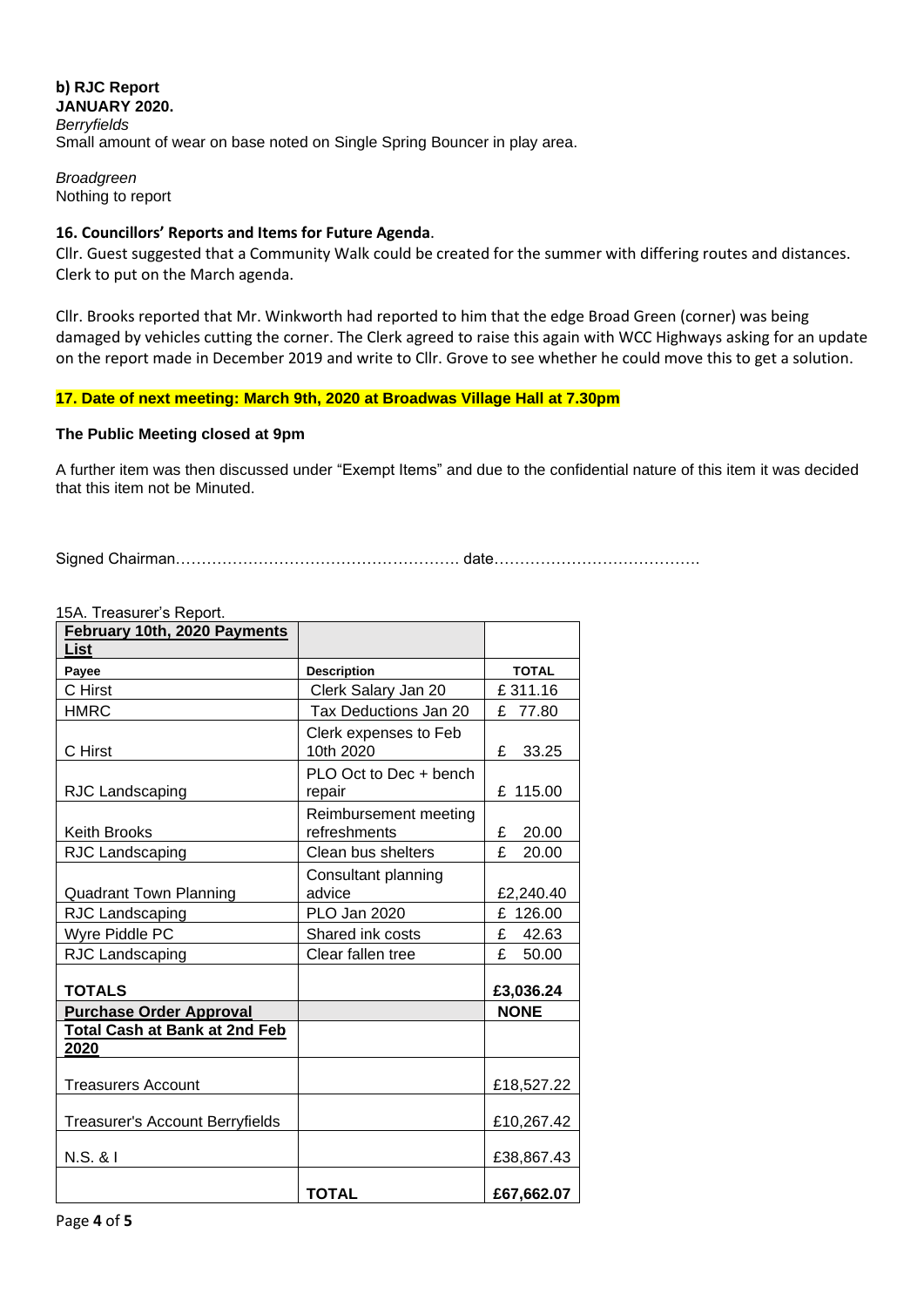**b) RJC Report**
**JANUARY 2020.**
*Berryfields*
Small amount of wear on base noted on Single Spring Bouncer in play area.

*Broadgreen*
Nothing to report

**16. Councillors' Reports and Items for Future Agenda**.
Cllr. Guest suggested that a Community Walk could be created for the summer with differing routes and distances. Clerk to put on the March agenda.

Cllr. Brooks reported that Mr. Winkworth had reported to him that the edge Broad Green (corner) was being damaged by vehicles cutting the corner. The Clerk agreed to raise this again with WCC Highways asking for an update on the report made in December 2019 and write to Cllr. Grove to see whether he could move this to get a solution.

**17. Date of next meeting: March 9th, 2020 at Broadwas Village Hall at 7.30pm**

**The Public Meeting closed at 9pm**

A further item was then discussed under "Exempt Items" and due to the confidential nature of this item it was decided that this item not be Minuted.

Signed Chairman………………………………………………. date…………………………………

15A. Treasurer's Report.

| **February 10th, 2020 Payments List** | | |
|---|---|---|
| **Payee** | **Description** | **TOTAL** |
| C Hirst | Clerk Salary Jan 20 | £ 311.16 |
| HMRC | Tax Deductions Jan 20 | £ 77.80 |
| C Hirst | Clerk expenses to Feb 10th 2020 | £ 33.25 |
| RJC Landscaping | PLO Oct to Dec + bench repair | £ 115.00 |
| Keith Brooks | Reimbursement meeting refreshments | £ 20.00 |
| RJC Landscaping | Clean bus shelters | £ 20.00 |
| Quadrant Town Planning | Consultant planning advice | £2,240.40 |
| RJC Landscaping | PLO Jan 2020 | £ 126.00 |
| Wyre Piddle PC | Shared ink costs | £ 42.63 |
| RJC Landscaping | Clear fallen tree | £ 50.00 |
| **TOTALS** | | **£3,036.24** |
| **Purchase Order Approval** | | **NONE** |
| **Total Cash at Bank at 2nd Feb 2020** | | |
| Treasurers Account | | £18,527.22 |
| Treasurer's Account Berryfields | | £10,267.42 |
| N.S. & I | | £38,867.43 |
| | **TOTAL** | **£67,662.07** |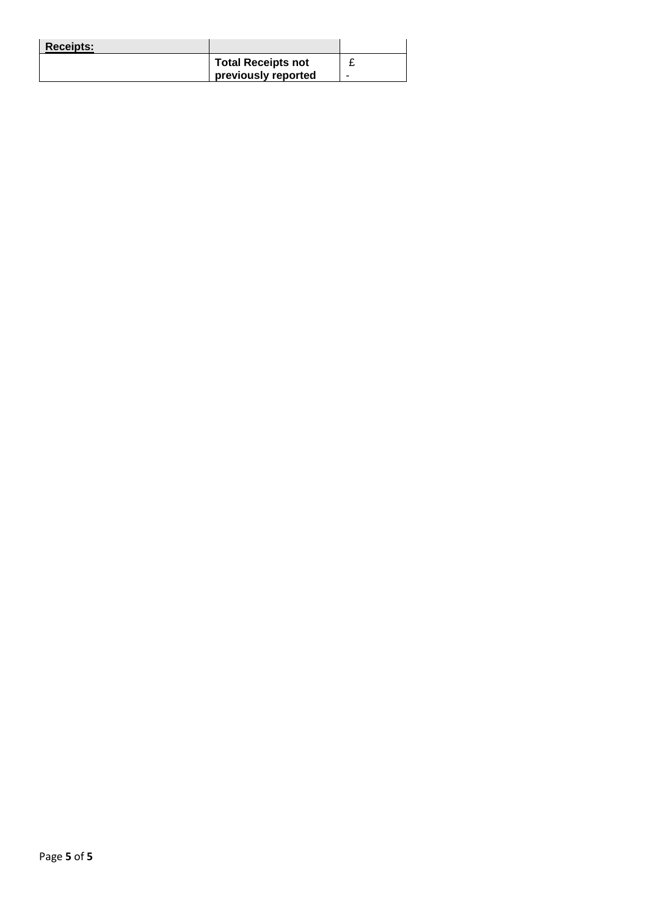| **Receipts:** | | |
| --- | --- | --- |
| | **Total Receipts not previously reported** | £ - |